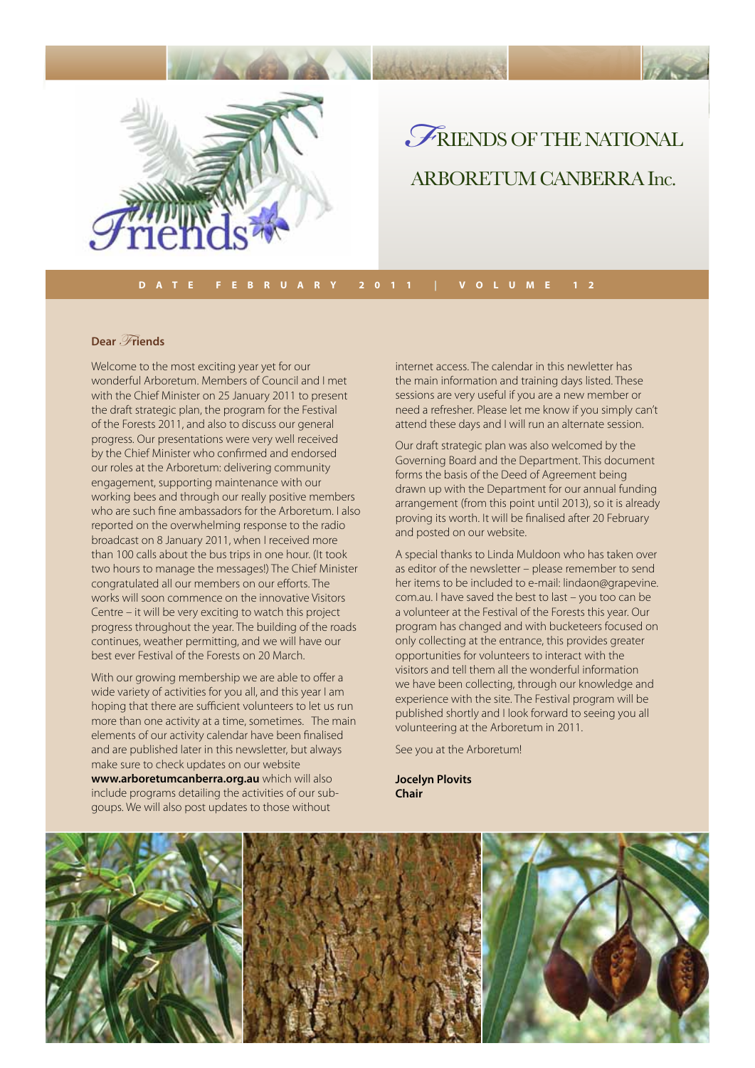# FRIENDS OF THE NATIONAL ARBORETUM CANBERRA Inc.

**DATE FEBRUARY 2011 | VOLUME 12**

**Dear Friends**

Welcome to the most exciting year yet for our wonderful Arboretum. Members of Council and I met with the Chief Minister on 25 January 2011 to present the draft strategic plan, the program for the Festival of the Forests 2011, and also to discuss our general progress. Our presentations were very well received by the Chief Minister who confirmed and endorsed our roles at the Arboretum: delivering community engagement, supporting maintenance with our working bees and through our really positive members who are such fine ambassadors for the Arboretum. I also reported on the overwhelming response to the radio broadcast on 8 January 2011, when I received more than 100 calls about the bus trips in one hour. (It took two hours to manage the messages!) The Chief Minister congratulated all our members on our efforts. The works will soon commence on the innovative Visitors Centre – it will be very exciting to watch this project progress throughout the year. The building of the roads continues, weather permitting, and we will have our best ever Festival of the Forests on 20 March.

With our growing membership we are able to offer a wide variety of activities for you all, and this year I am hoping that there are sufficient volunteers to let us run more than one activity at a time, sometimes. The main elements of our activity calendar have been finalised and are published later in this newsletter, but always make sure to check updates on our website **www.arboretumcanberra.org.au** which will also include programs detailing the activities of our sub-goups. We will also post updates to those without internet access. The calendar in this newletter has the main information and training days listed. These sessions are very useful if you are a new member or need a refresher. Please let me know if you simply can't attend these days and I will run an alternate session.

Our draft strategic plan was also welcomed by the Governing Board and the Department. This document forms the basis of the Deed of Agreement being drawn up with the Department for our annual funding arrangement (from this point until 2013), so it is already proving its worth. It will be finalised after 20 February and posted on our website.

A special thanks to Linda Muldoon who has taken over as editor of the newsletter – please remember to send her items to be included to e-mail: lindaon@grapevine.com.au. I have saved the best to last – you too can be a volunteer at the Festival of the Forests this year. Our program has changed and with bucketeers focused on only collecting at the entrance, this provides greater opportunities for volunteers to interact with the visitors and tell them all the wonderful information we have been collecting, through our knowledge and experience with the site. The Festival program will be published shortly and I look forward to seeing you all volunteering at the Arboretum in 2011.

See you at the Arboretum!

**Jocelyn Plovits**
**Chair**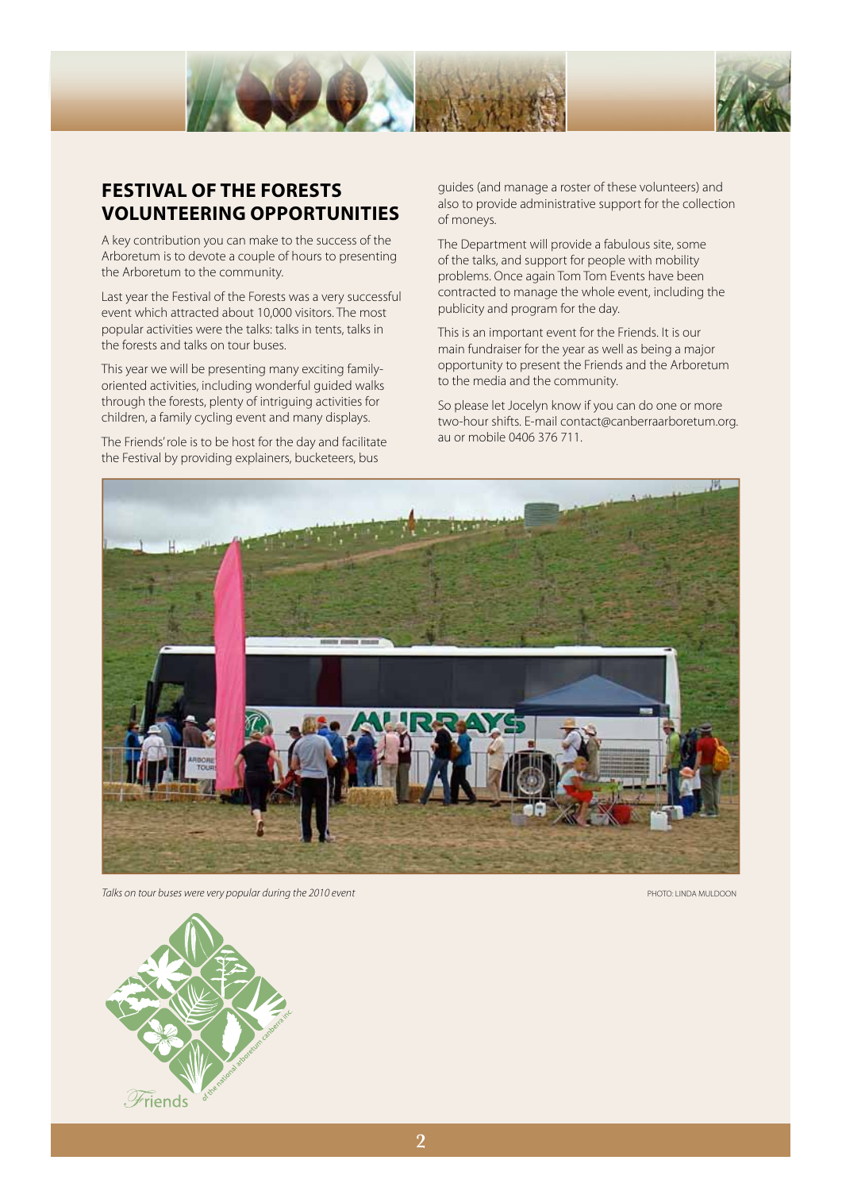## FESTIVAL OF THE FORESTS VOLUNTEERING OPPORTUNITIES

A key contribution you can make to the success of the Arboretum is to devote a couple of hours to presenting the Arboretum to the community.

Last year the Festival of the Forests was a very successful event which attracted about 10,000 visitors. The most popular activities were the talks: talks in tents, talks in the forests and talks on tour buses.

This year we will be presenting many exciting family-oriented activities, including wonderful guided walks through the forests, plenty of intriguing activities for children, a family cycling event and many displays.

The Friends' role is to be host for the day and facilitate the Festival by providing explainers, bucketeers, bus guides (and manage a roster of these volunteers) and also to provide administrative support for the collection of moneys.

The Department will provide a fabulous site, some of the talks, and support for people with mobility problems. Once again Tom Tom Events have been contracted to manage the whole event, including the publicity and program for the day.

This is an important event for the Friends. It is our main fundraiser for the year as well as being a major opportunity to present the Friends and the Arboretum to the media and the community.

So please let Jocelyn know if you can do one or more two-hour shifts. E-mail contact@canberraarboretum.org.au or mobile 0406 376 711.

*Talks on tour buses were very popular during the 2010 event*

PHOTO: LINDA MULDOON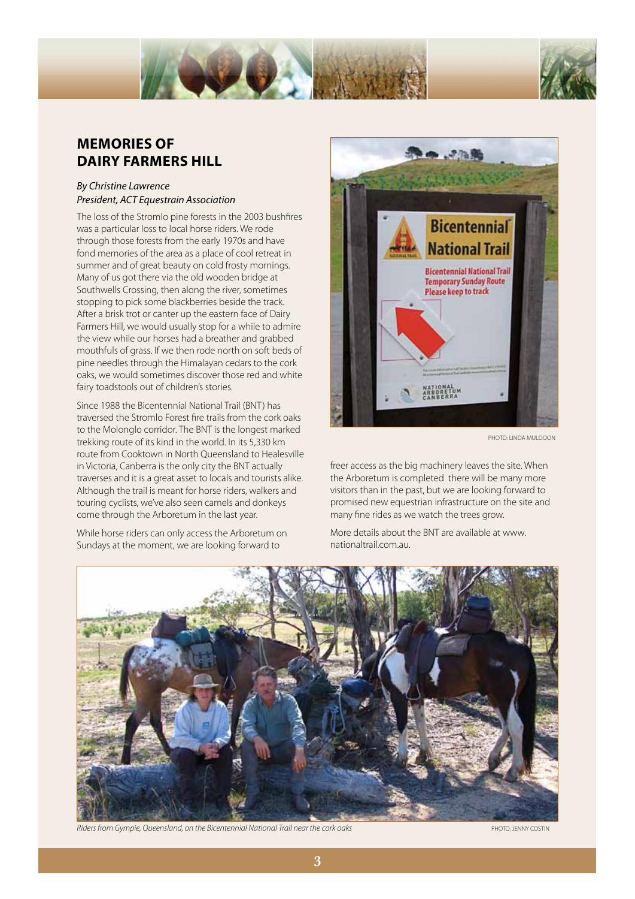## MEMORIES OF DAIRY FARMERS HILL

*By Christine Lawrence*
*President, ACT Equestrain Association*

The loss of the Stromlo pine forests in the 2003 bushfires was a particular loss to local horse riders. We rode through those forests from the early 1970s and have fond memories of the area as a place of cool retreat in summer and of great beauty on cold frosty mornings. Many of us got there via the old wooden bridge at Southwells Crossing, then along the river, sometimes stopping to pick some blackberries beside the track. After a brisk trot or canter up the eastern face of Dairy Farmers Hill, we would usually stop for a while to admire the view while our horses had a breather and grabbed mouthfuls of grass. If we then rode north on soft beds of pine needles through the Himalayan cedars to the cork oaks, we would sometimes discover those red and white fairy toadstools out of children's stories.

Since 1988 the Bicentennial National Trail (BNT) has traversed the Stromlo Forest fire trails from the cork oaks to the Molonglo corridor. The BNT is the longest marked trekking route of its kind in the world. In its 5,330 km route from Cooktown in North Queensland to Healesville in Victoria, Canberra is the only city the BNT actually traverses and it is a great asset to locals and tourists alike. Although the trail is meant for horse riders, walkers and touring cyclists, we've also seen camels and donkeys come through the Arboretum in the last year.

While horse riders can only access the Arboretum on Sundays at the moment, we are looking forward to freer access as the big machinery leaves the site. When the Arboretum is completed there will be many more visitors than in the past, but we are looking forward to promised new equestrian infrastructure on the site and many fine rides as we watch the trees grow.

PHOTO: LINDA MULDOON

More details about the BNT are available at www.nationaltrail.com.au.

*Riders from Gympie, Queensland, on the Bicentennial National Trail near the cork oaks*

PHOTO: JENNY COSTIN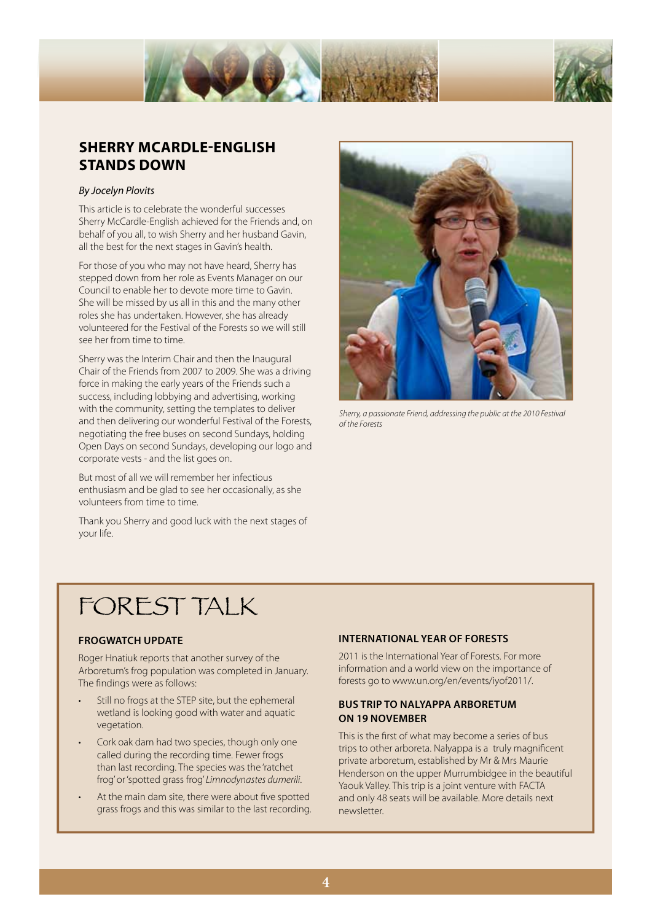## SHERRY MCARDLE-ENGLISH STANDS DOWN

*By Jocelyn Plovits*

This article is to celebrate the wonderful successes Sherry McCardle-English achieved for the Friends and, on behalf of you all, to wish Sherry and her husband Gavin, all the best for the next stages in Gavin's health.

For those of you who may not have heard, Sherry has stepped down from her role as Events Manager on our Council to enable her to devote more time to Gavin. She will be missed by us all in this and the many other roles she has undertaken. However, she has already volunteered for the Festival of the Forests so we will still see her from time to time.

Sherry was the Interim Chair and then the Inaugural Chair of the Friends from 2007 to 2009. She was a driving force in making the early years of the Friends such a success, including lobbying and advertising, working with the community, setting the templates to deliver and then delivering our wonderful Festival of the Forests, negotiating the free buses on second Sundays, holding Open Days on second Sundays, developing our logo and corporate vests - and the list goes on.

But most of all we will remember her infectious enthusiasm and be glad to see her occasionally, as she volunteers from time to time.

Thank you Sherry and good luck with the next stages of your life.

*Sherry, a passionate Friend, addressing the public at the 2010 Festival of the Forests*

# FOREST TALK

### FROGWATCH UPDATE

Roger Hnatiuk reports that another survey of the Arboretum's frog population was completed in January. The findings were as follows:

- Still no frogs at the STEP site, but the ephemeral wetland is looking good with water and aquatic vegetation.
- Cork oak dam had two species, though only one called during the recording time. Fewer frogs than last recording. The species was the 'ratchet frog' or 'spotted grass frog' *Limnodynastes dumerili*.
- At the main dam site, there were about five spotted grass frogs and this was similar to the last recording.

### INTERNATIONAL YEAR OF FORESTS

2011 is the International Year of Forests. For more information and a world view on the importance of forests go to www.un.org/en/events/iyof2011/.

### BUS TRIP TO NALYAPPA ARBORETUM ON 19 NOVEMBER

This is the first of what may become a series of bus trips to other arboreta. Nalyappa is a truly magnificent private arboretum, established by Mr & Mrs Maurie Henderson on the upper Murrumbidgee in the beautiful Yaouk Valley. This trip is a joint venture with FACTA and only 48 seats will be available. More details next newsletter.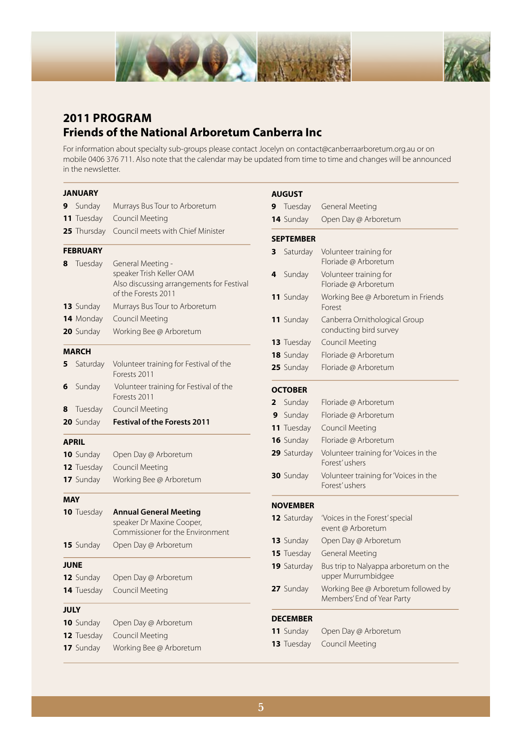## 2011 PROGRAM
## Friends of the National Arboretum Canberra Inc

For information about specialty sub-groups please contact Jocelyn on contact@canberraarboretum.org.au or on mobile 0406 376 711. Also note that the calendar may be updated from time to time and changes will be announced in the newsletter.

### JANUARY

| | | |
|---|---|---|
| **9** | Sunday | Murrays Bus Tour to Arboretum |
| **11** | Tuesday | Council Meeting |
| **25** | Thursday | Council meets with Chief Minister |

### FEBRUARY

| | | |
|---|---|---|
| **8** | Tuesday | General Meeting - speaker Trish Keller OAM Also discussing arrangements for Festival of the Forests 2011 |
| **13** | Sunday | Murrays Bus Tour to Arboretum |
| **14** | Monday | Council Meeting |
| **20** | Sunday | Working Bee @ Arboretum |

### MARCH

| | | |
|---|---|---|
| **5** | Saturday | Volunteer training for Festival of the Forests 2011 |
| **6** | Sunday | Volunteer training for Festival of the Forests 2011 |
| **8** | Tuesday | Council Meeting |
| **20** | Sunday | **Festival of the Forests 2011** |

### APRIL

| | | |
|---|---|---|
| **10** | Sunday | Open Day @ Arboretum |
| **12** | Tuesday | Council Meeting |
| **17** | Sunday | Working Bee @ Arboretum |

### MAY

| | | |
|---|---|---|
| **10** | Tuesday | **Annual General Meeting** speaker Dr Maxine Cooper, Commissioner for the Environment |
| **15** | Sunday | Open Day @ Arboretum |

### JUNE

| | | |
|---|---|---|
| **12** | Sunday | Open Day @ Arboretum |
| **14** | Tuesday | Council Meeting |

### JULY

| | | |
|---|---|---|
| **10** | Sunday | Open Day @ Arboretum |
| **12** | Tuesday | Council Meeting |
| **17** | Sunday | Working Bee @ Arboretum |

### AUGUST

| | | |
|---|---|---|
| **9** | Tuesday | General Meeting |
| **14** | Sunday | Open Day @ Arboretum |

### SEPTEMBER

| | | |
|---|---|---|
| **3** | Saturday | Volunteer training for Floriade @ Arboretum |
| **4** | Sunday | Volunteer training for Floriade @ Arboretum |
| **11** | Sunday | Working Bee @ Arboretum in Friends Forest |
| **11** | Sunday | Canberra Ornithological Group conducting bird survey |
| **13** | Tuesday | Council Meeting |
| **18** | Sunday | Floriade @ Arboretum |
| **25** | Sunday | Floriade @ Arboretum |

### OCTOBER

| | | |
|---|---|---|
| **2** | Sunday | Floriade @ Arboretum |
| **9** | Sunday | Floriade @ Arboretum |
| **11** | Tuesday | Council Meeting |
| **16** | Sunday | Floriade @ Arboretum |
| **29** | Saturday | Volunteer training for 'Voices in the Forest' ushers |
| **30** | Sunday | Volunteer training for 'Voices in the Forest' ushers |

### NOVEMBER

| | | |
|---|---|---|
| **12** | Saturday | 'Voices in the Forest' special event @ Arboretum |
| **13** | Sunday | Open Day @ Arboretum |
| **15** | Tuesday | General Meeting |
| **19** | Saturday | Bus trip to Nalyappa arboretum on the upper Murrumbidgee |
| **27** | Sunday | Working Bee @ Arboretum followed by Members' End of Year Party |

### DECEMBER

| | | |
|---|---|---|
| **11** | Sunday | Open Day @ Arboretum |
| **13** | Tuesday | Council Meeting |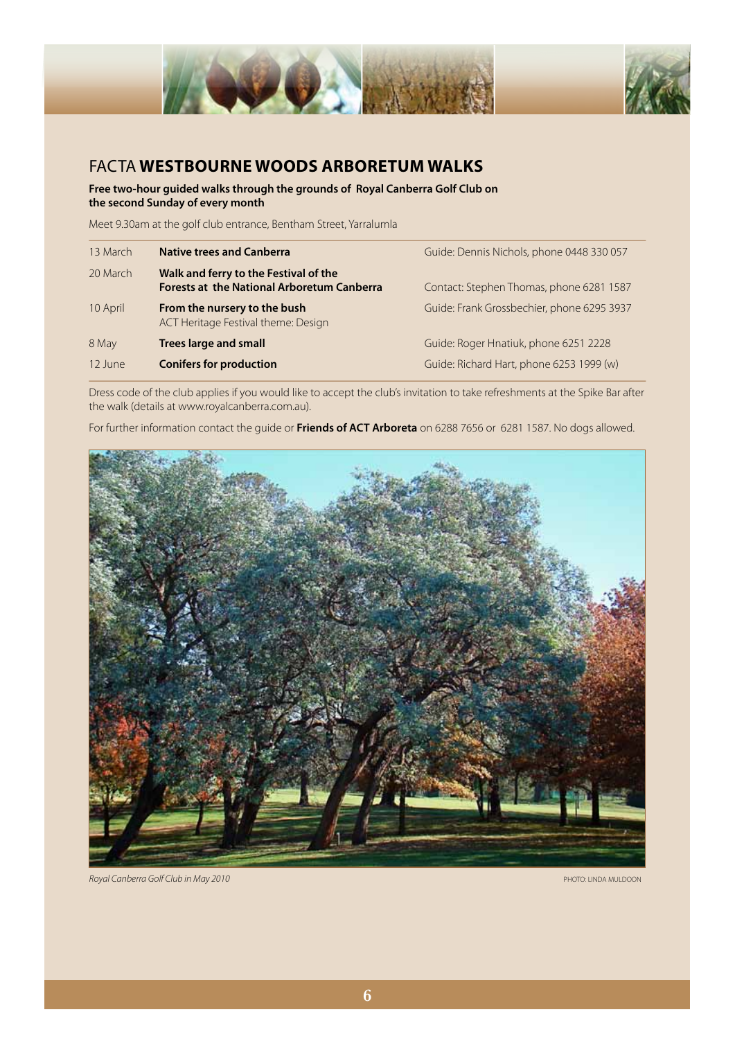## FACTA **WESTBOURNE WOODS ARBORETUM WALKS**

**Free two-hour guided walks through the grounds of Royal Canberra Golf Club on the second Sunday of every month**

Meet 9.30am at the golf club entrance, Bentham Street, Yarralumla

| | | |
|---|---|---|
| 13 March | **Native trees and Canberra** | Guide: Dennis Nichols, phone 0448 330 057 |
| 20 March | **Walk and ferry to the Festival of the Forests at the National Arboretum Canberra** | Contact: Stephen Thomas, phone 6281 1587 |
| 10 April | **From the nursery to the bush** ACT Heritage Festival theme: Design | Guide: Frank Grossbechier, phone 6295 3937 |
| 8 May | **Trees large and small** | Guide: Roger Hnatiuk, phone 6251 2228 |
| 12 June | **Conifers for production** | Guide: Richard Hart, phone 6253 1999 (w) |

Dress code of the club applies if you would like to accept the club's invitation to take refreshments at the Spike Bar after the walk (details at www.royalcanberra.com.au).

For further information contact the guide or **Friends of ACT Arboreta** on 6288 7656 or 6281 1587. No dogs allowed.

*Royal Canberra Golf Club in May 2010*

PHOTO: LINDA MULDOON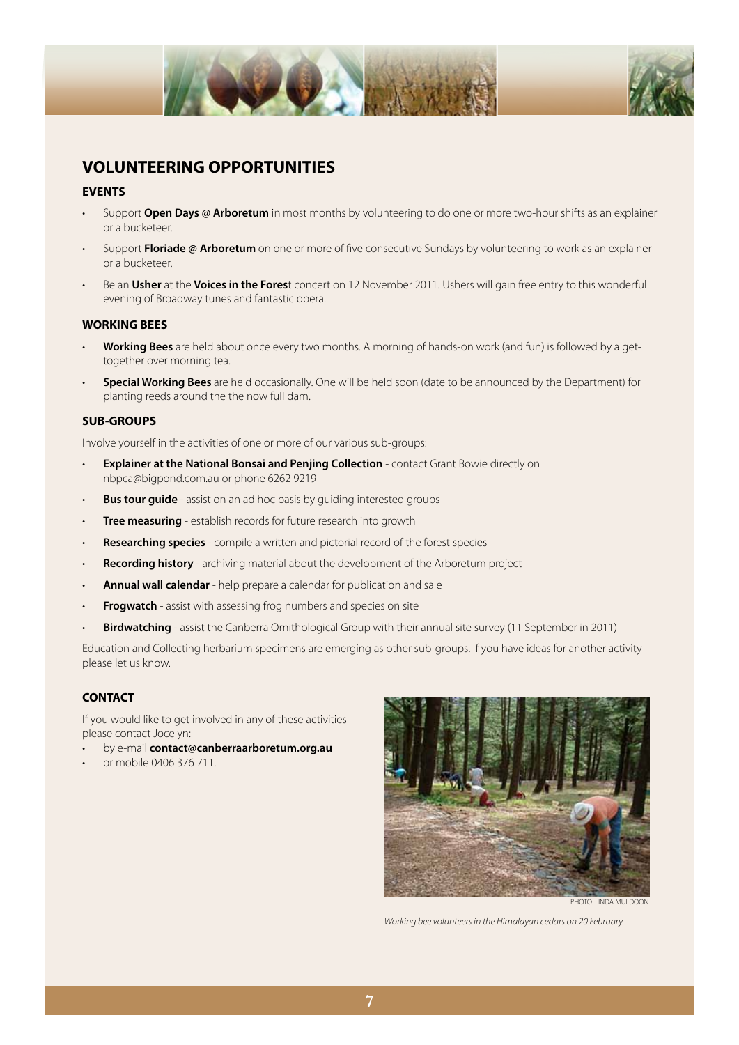## VOLUNTEERING OPPORTUNITIES

### EVENTS

- Support **Open Days @ Arboretum** in most months by volunteering to do one or more two-hour shifts as an explainer or a bucketeer.
- Support **Floriade @ Arboretum** on one or more of five consecutive Sundays by volunteering to work as an explainer or a bucketeer.
- Be an **Usher** at the **Voices in the Fores**t concert on 12 November 2011. Ushers will gain free entry to this wonderful evening of Broadway tunes and fantastic opera.

### WORKING BEES

- **Working Bees** are held about once every two months. A morning of hands-on work (and fun) is followed by a get-together over morning tea.
- **Special Working Bees** are held occasionally. One will be held soon (date to be announced by the Department) for planting reeds around the the now full dam.

### SUB-GROUPS

Involve yourself in the activities of one or more of our various sub-groups:

- **Explainer at the National Bonsai and Penjing Collection** - contact Grant Bowie directly on nbpca@bigpond.com.au or phone 6262 9219
- **Bus tour guide** - assist on an ad hoc basis by guiding interested groups
- **Tree measuring** - establish records for future research into growth
- **Researching species** - compile a written and pictorial record of the forest species
- **Recording history** - archiving material about the development of the Arboretum project
- **Annual wall calendar** - help prepare a calendar for publication and sale
- **Frogwatch** - assist with assessing frog numbers and species on site
- **Birdwatching** - assist the Canberra Ornithological Group with their annual site survey (11 September in 2011)

Education and Collecting herbarium specimens are emerging as other sub-groups. If you have ideas for another activity please let us know.

### CONTACT

If you would like to get involved in any of these activities please contact Jocelyn:

- by e-mail **contact@canberraarboretum.org.au**
- or mobile 0406 376 711.

PHOTO: LINDA MULDOON

*Working bee volunteers in the Himalayan cedars on 20 February*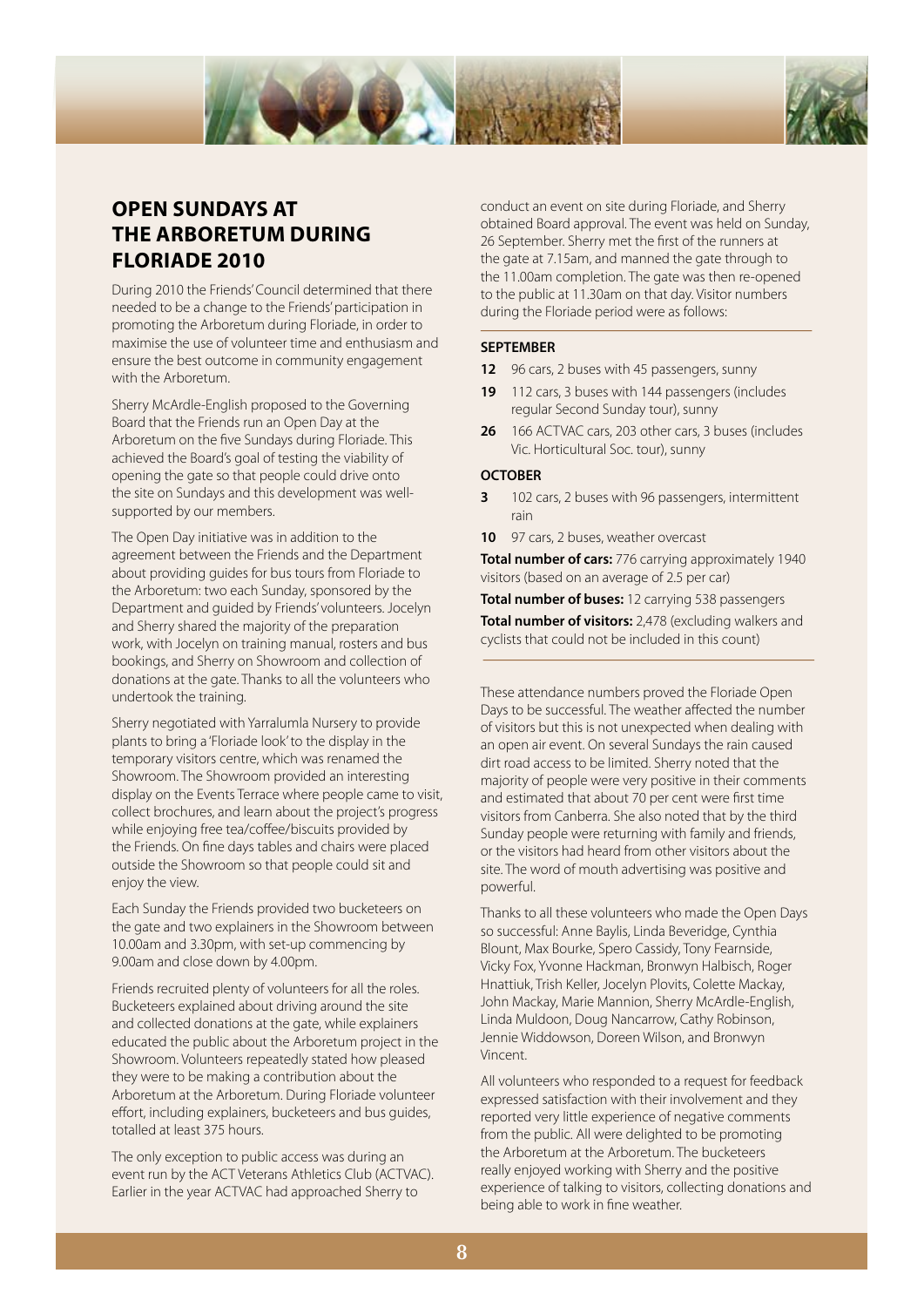## OPEN SUNDAYS AT THE ARBORETUM DURING FLORIADE 2010

During 2010 the Friends' Council determined that there needed to be a change to the Friends' participation in promoting the Arboretum during Floriade, in order to maximise the use of volunteer time and enthusiasm and ensure the best outcome in community engagement with the Arboretum.

Sherry McArdle-English proposed to the Governing Board that the Friends run an Open Day at the Arboretum on the five Sundays during Floriade. This achieved the Board's goal of testing the viability of opening the gate so that people could drive onto the site on Sundays and this development was well-supported by our members.

The Open Day initiative was in addition to the agreement between the Friends and the Department about providing guides for bus tours from Floriade to the Arboretum: two each Sunday, sponsored by the Department and guided by Friends' volunteers. Jocelyn and Sherry shared the majority of the preparation work, with Jocelyn on training manual, rosters and bus bookings, and Sherry on Showroom and collection of donations at the gate. Thanks to all the volunteers who undertook the training.

Sherry negotiated with Yarralumla Nursery to provide plants to bring a 'Floriade look' to the display in the temporary visitors centre, which was renamed the Showroom. The Showroom provided an interesting display on the Events Terrace where people came to visit, collect brochures, and learn about the project's progress while enjoying free tea/coffee/biscuits provided by the Friends. On fine days tables and chairs were placed outside the Showroom so that people could sit and enjoy the view.

Each Sunday the Friends provided two bucketeers on the gate and two explainers in the Showroom between 10.00am and 3.30pm, with set-up commencing by 9.00am and close down by 4.00pm.

Friends recruited plenty of volunteers for all the roles. Bucketeers explained about driving around the site and collected donations at the gate, while explainers educated the public about the Arboretum project in the Showroom. Volunteers repeatedly stated how pleased they were to be making a contribution about the Arboretum at the Arboretum. During Floriade volunteer effort, including explainers, bucketeers and bus guides, totalled at least 375 hours.

The only exception to public access was during an event run by the ACT Veterans Athletics Club (ACTVAC). Earlier in the year ACTVAC had approached Sherry to conduct an event on site during Floriade, and Sherry obtained Board approval. The event was held on Sunday, 26 September. Sherry met the first of the runners at the gate at 7.15am, and manned the gate through to the 11.00am completion. The gate was then re-opened to the public at 11.30am on that day. Visitor numbers during the Floriade period were as follows:

**SEPTEMBER**

- **12** 96 cars, 2 buses with 45 passengers, sunny
- **19** 112 cars, 3 buses with 144 passengers (includes regular Second Sunday tour), sunny
- **26** 166 ACTVAC cars, 203 other cars, 3 buses (includes Vic. Horticultural Soc. tour), sunny

**OCTOBER**

- **3** 102 cars, 2 buses with 96 passengers, intermittent rain
- **10** 97 cars, 2 buses, weather overcast

**Total number of cars:** 776 carrying approximately 1940 visitors (based on an average of 2.5 per car)

**Total number of buses:** 12 carrying 538 passengers

**Total number of visitors:** 2,478 (excluding walkers and cyclists that could not be included in this count)

These attendance numbers proved the Floriade Open Days to be successful. The weather affected the number of visitors but this is not unexpected when dealing with an open air event. On several Sundays the rain caused dirt road access to be limited. Sherry noted that the majority of people were very positive in their comments and estimated that about 70 per cent were first time visitors from Canberra. She also noted that by the third Sunday people were returning with family and friends, or the visitors had heard from other visitors about the site. The word of mouth advertising was positive and powerful.

Thanks to all these volunteers who made the Open Days so successful: Anne Baylis, Linda Beveridge, Cynthia Blount, Max Bourke, Spero Cassidy, Tony Fearnside, Vicky Fox, Yvonne Hackman, Bronwyn Halbisch, Roger Hnattiuk, Trish Keller, Jocelyn Plovits, Colette Mackay, John Mackay, Marie Mannion, Sherry McArdle-English, Linda Muldoon, Doug Nancarrow, Cathy Robinson, Jennie Widdowson, Doreen Wilson, and Bronwyn Vincent.

All volunteers who responded to a request for feedback expressed satisfaction with their involvement and they reported very little experience of negative comments from the public. All were delighted to be promoting the Arboretum at the Arboretum. The bucketeers really enjoyed working with Sherry and the positive experience of talking to visitors, collecting donations and being able to work in fine weather.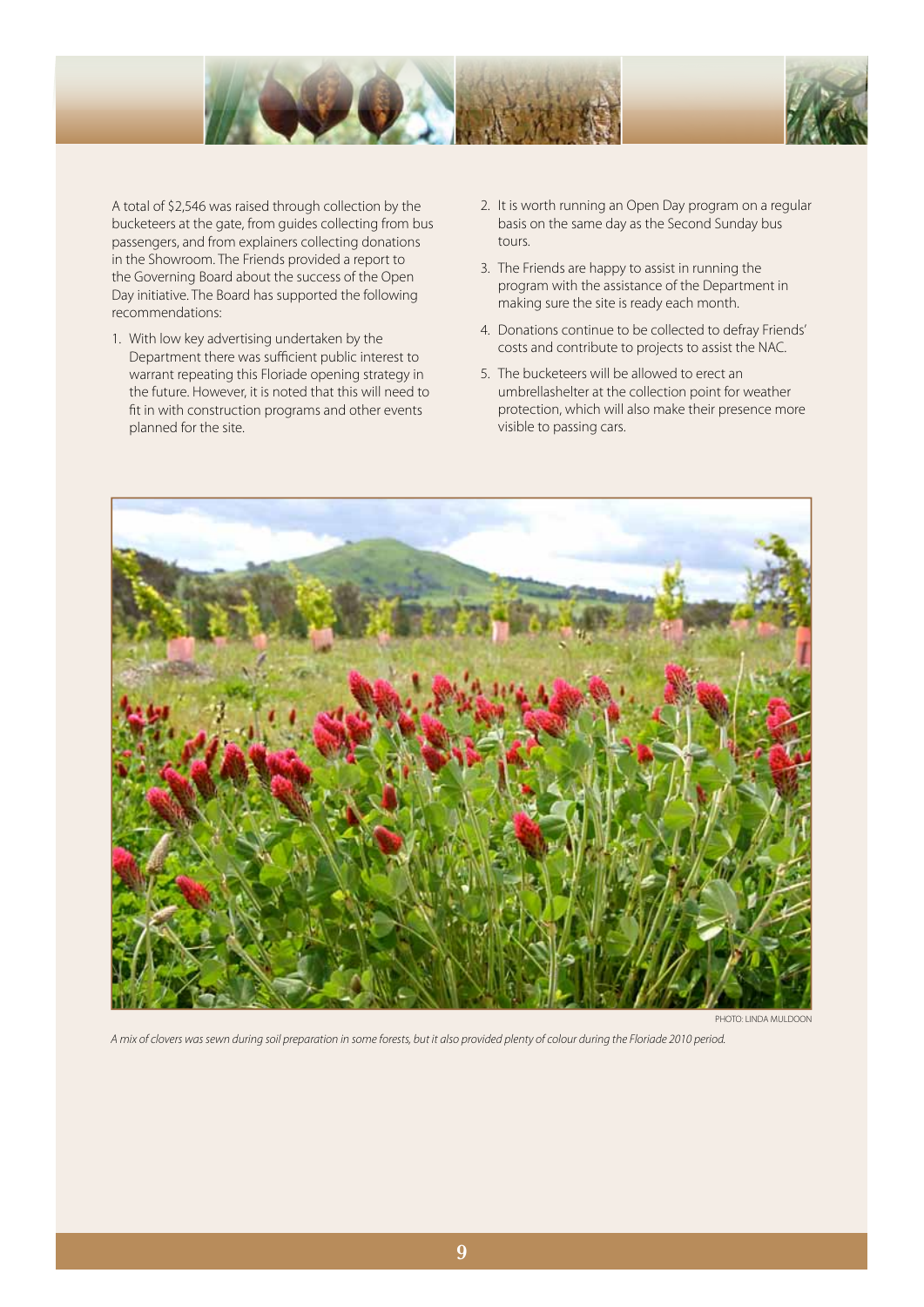A total of $2,546 was raised through collection by the bucketeers at the gate, from guides collecting from bus passengers, and from explainers collecting donations in the Showroom. The Friends provided a report to the Governing Board about the success of the Open Day initiative. The Board has supported the following recommendations:

1. With low key advertising undertaken by the Department there was sufficient public interest to warrant repeating this Floriade opening strategy in the future. However, it is noted that this will need to fit in with construction programs and other events planned for the site.
2. It is worth running an Open Day program on a regular basis on the same day as the Second Sunday bus tours.
3. The Friends are happy to assist in running the program with the assistance of the Department in making sure the site is ready each month.
4. Donations continue to be collected to defray Friends' costs and contribute to projects to assist the NAC.
5. The bucketeers will be allowed to erect an umbrellashelter at the collection point for weather protection, which will also make their presence more visible to passing cars.

PHOTO: LINDA MULDOON

*A mix of clovers was sewn during soil preparation in some forests, but it also provided plenty of colour during the Floriade 2010 period.*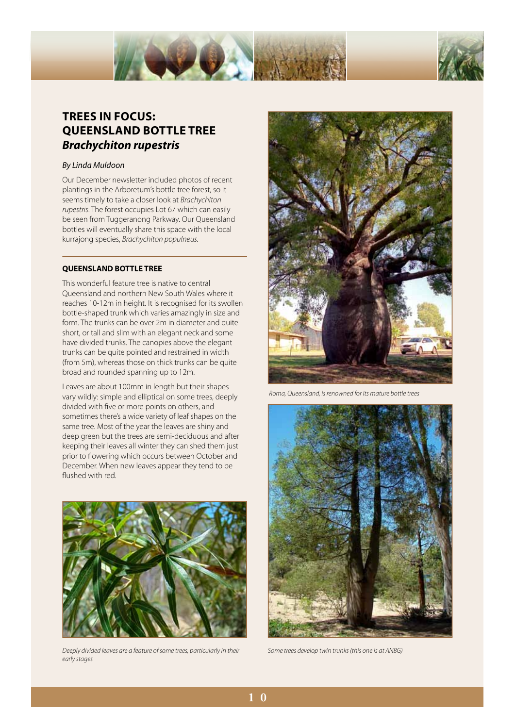# TREES IN FOCUS: QUEENSLAND BOTTLE TREE *Brachychiton rupestris*

*By Linda Muldoon*

Our December newsletter included photos of recent plantings in the Arboretum's bottle tree forest, so it seems timely to take a closer look at *Brachychiton rupestris*. The forest occupies Lot 67 which can easily be seen from Tuggeranong Parkway. Our Queensland bottles will eventually share this space with the local kurrajong species, *Brachychiton populneus.*

## QUEENSLAND BOTTLE TREE

This wonderful feature tree is native to central Queensland and northern New South Wales where it reaches 10-12m in height. It is recognised for its swollen bottle-shaped trunk which varies amazingly in size and form. The trunks can be over 2m in diameter and quite short, or tall and slim with an elegant neck and some have divided trunks. The canopies above the elegant trunks can be quite pointed and restrained in width (from 5m), whereas those on thick trunks can be quite broad and rounded spanning up to 12m.

Leaves are about 100mm in length but their shapes vary wildly: simple and elliptical on some trees, deeply divided with five or more points on others, and sometimes there's a wide variety of leaf shapes on the same tree. Most of the year the leaves are shiny and deep green but the trees are semi-deciduous and after keeping their leaves all winter they can shed them just prior to flowering which occurs between October and December. When new leaves appear they tend to be flushed with red.

*Deeply divided leaves are a feature of some trees, particularly in their early stages*

*Roma, Queensland, is renowned for its mature bottle trees*

*Some trees develop twin trunks (this one is at ANBG)*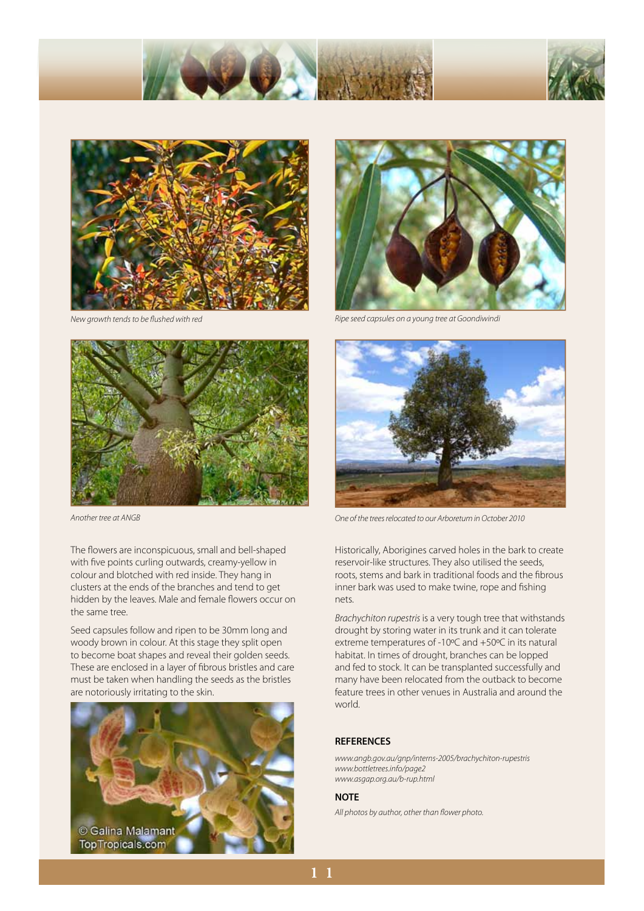*New growth tends to be flushed with red*

*Ripe seed capsules on a young tree at Goondiwindi*

*Another tree at ANGB*

*One of the trees relocated to our Arboretum in October 2010*

The flowers are inconspicuous, small and bell-shaped with five points curling outwards, creamy-yellow in colour and blotched with red inside. They hang in clusters at the ends of the branches and tend to get hidden by the leaves. Male and female flowers occur on the same tree.

Seed capsules follow and ripen to be 30mm long and woody brown in colour. At this stage they split open to become boat shapes and reveal their golden seeds. These are enclosed in a layer of fibrous bristles and care must be taken when handling the seeds as the bristles are notoriously irritating to the skin.

© Galina Malamant TopTropicals.com

Historically, Aborigines carved holes in the bark to create reservoir-like structures. They also utilised the seeds, roots, stems and bark in traditional foods and the fibrous inner bark was used to make twine, rope and fishing nets.

*Brachychiton rupestris* is a very tough tree that withstands drought by storing water in its trunk and it can tolerate extreme temperatures of -10ºC and +50ºC in its natural habitat. In times of drought, branches can be lopped and fed to stock. It can be transplanted successfully and many have been relocated from the outback to become feature trees in other venues in Australia and around the world.

## REFERENCES

*www.angb.gov.au/gnp/interns-2005/brachychiton-rupestris*
*www.bottletrees.info/page2*
*www.asgap.org.au/b-rup.html*

## NOTE

*All photos by author, other than flower photo.*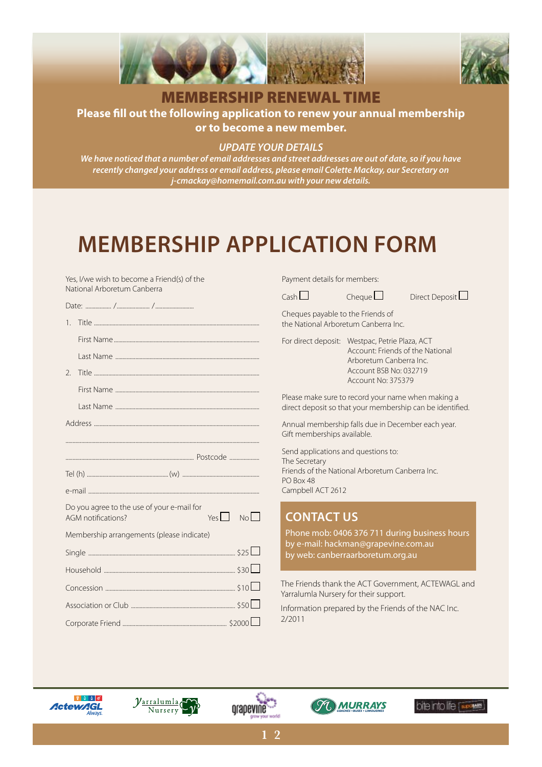# MEMBERSHIP RENEWAL TIME

**Please fill out the following application to renew your annual membership or to become a new member.**

*UPDATE YOUR DETAILS*

***We have noticed that a number of email addresses and street addresses are out of date, so if you have recently changed your address or email address, please email Colette Mackay, our Secretary on j-cmackay@homemail.com.au with your new details.***

# MEMBERSHIP APPLICATION FORM

Yes, I/we wish to become a Friend(s) of the National Arboretum Canberra

Date: ............... /................... /......................

1. Title .......................................................................

   First Name ...............................................................

   Last Name ...............................................................

2. Title .......................................................................

   First Name ...............................................................

   Last Name ...............................................................

Address ...........................................................................

.......................................................................................

.................................................................... Postcode ...............

Tel (h) ....................................... (w) .......................................

e-mail ..............................................................................

Do you agree to the use of your e-mail for AGM notifications? Yes ☐ No ☐

Membership arrangements (please indicate)

Single ................................................................ $25 ☐

Household .......................................................... $30 ☐

Concession ......................................................... $10 ☐

Association or Club ............................................. $50 ☐

Corporate Friend ............................................... $2000 ☐

Payment details for members:

Cash ☐ Cheque ☐ Direct Deposit ☐

Cheques payable to the Friends of the National Arboretum Canberra Inc.

For direct deposit: Westpac, Petrie Plaza, ACT
Account: Friends of the National Arboretum Canberra Inc.
Account BSB No: 032719
Account No: 375379

Please make sure to record your name when making a direct deposit so that your membership can be identified.

Annual membership falls due in December each year. Gift memberships available.

Send applications and questions to:
The Secretary
Friends of the National Arboretum Canberra Inc.
PO Box 48
Campbell ACT 2612

## CONTACT US

Phone mob: 0406 376 711 during business hours
by e-mail: hackman@grapevine.com.au
by web: canberraarboretum.org.au

The Friends thank the ACT Government, ACTEWAGL and Yarralumla Nursery for their support.

Information prepared by the Friends of the NAC Inc. 2/2011

ActewAGL Always.
Yarralumla Nursery
grapevine grow your world
MURRAYS COACHES • BUSES • LIMOUSINES
bite into life